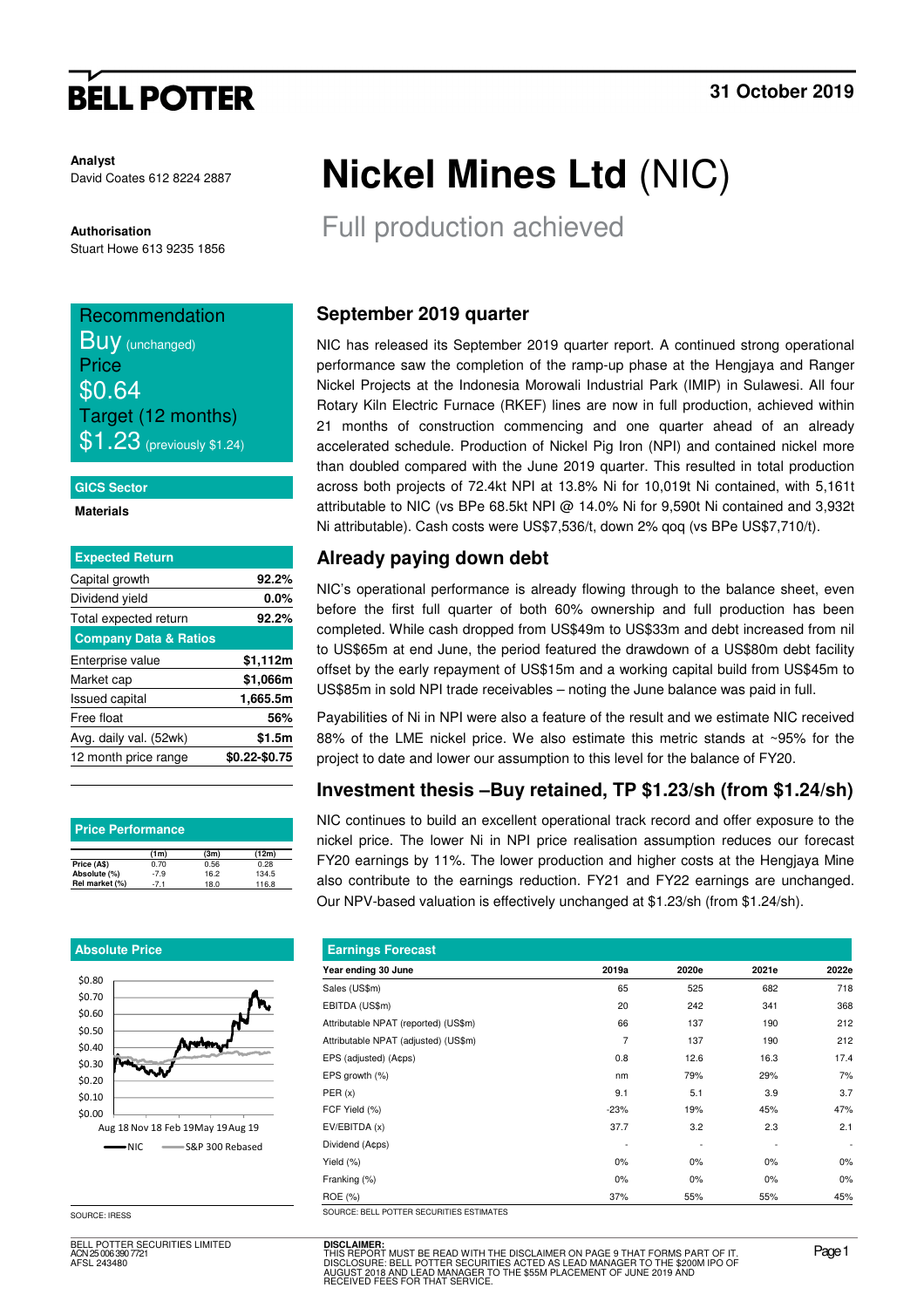# Nickel Mines Ltd (NIC)

## Full production achieved

31 October 2019

**Analyst**
David Coates 612 8224 2887

**Authorisation**
Stuart Howe 613 9235 1856

**Recommendation**
Buy (unchanged)
**Price**
$0.64
**Target (12 months)**
$1.23 (previously $1.24)

**GICS Sector**
Materials

| Expected Return | |
|---|---|
| Capital growth | 92.2% |
| Dividend yield | 0.0% |
| Total expected return | 92.2% |

| Company Data & Ratios | |
|---|---|
| Enterprise value | $1,112m |
| Market cap | $1,066m |
| Issued capital | 1,665.5m |
| Free float | 56% |
| Avg. daily val. (52wk) | $1.5m |
| 12 month price range | $0.22-$0.75 |

**Price Performance**

| | (1m) | (3m) | (12m) |
|---|---|---|---|
| Price (A$) | 0.70 | 0.56 | 0.28 |
| Absolute (%) | -7.9 | 16.2 | 134.5 |
| Rel market (%) | -7.1 | 18.0 | 116.8 |

**Absolute Price**

SOURCE: IRESS

### September 2019 quarter

NIC has released its September 2019 quarter report. A continued strong operational performance saw the completion of the ramp-up phase at the Hengjaya and Ranger Nickel Projects at the Indonesia Morowali Industrial Park (IMIP) in Sulawesi. All four Rotary Kiln Electric Furnace (RKEF) lines are now in full production, achieved within 21 months of construction commencing and one quarter ahead of an already accelerated schedule. Production of Nickel Pig Iron (NPI) and contained nickel more than doubled compared with the June 2019 quarter. This resulted in total production across both projects of 72.4kt NPI at 13.8% Ni for 10,019t Ni contained, with 5,161t attributable to NIC (vs BPe 68.5kt NPI @ 14.0% Ni for 9,590t Ni contained and 3,932t Ni attributable). Cash costs were US$7,536/t, down 2% qoq (vs BPe US$7,710/t).

### Already paying down debt

NIC's operational performance is already flowing through to the balance sheet, even before the first full quarter of both 60% ownership and full production has been completed. While cash dropped from US$49m to US$33m and debt increased from nil to US$65m at end June, the period featured the drawdown of a US$80m debt facility offset by the early repayment of US$15m and a working capital build from US$45m to US$85m in sold NPI trade receivables – noting the June balance was paid in full.

Payabilities of Ni in NPI were also a feature of the result and we estimate NIC received 88% of the LME nickel price. We also estimate this metric stands at ~95% for the project to date and lower our assumption to this level for the balance of FY20.

### Investment thesis –Buy retained, TP $1.23/sh (from $1.24/sh)

NIC continues to build an excellent operational track record and offer exposure to the nickel price. The lower Ni in NPI price realisation assumption reduces our forecast FY20 earnings by 11%. The lower production and higher costs at the Hengjaya Mine also contribute to the earnings reduction. FY21 and FY22 earnings are unchanged. Our NPV-based valuation is effectively unchanged at $1.23/sh (from $1.24/sh).

**Earnings Forecast**

| Year ending 30 June | 2019a | 2020e | 2021e | 2022e |
|---|---|---|---|---|
| Sales (US$m) | 65 | 525 | 682 | 718 |
| EBITDA (US$m) | 20 | 242 | 341 | 368 |
| Attributable NPAT (reported) (US$m) | 66 | 137 | 190 | 212 |
| Attributable NPAT (adjusted) (US$m) | 7 | 137 | 190 | 212 |
| EPS (adjusted) (A¢ps) | 0.8 | 12.6 | 16.3 | 17.4 |
| EPS growth (%) | nm | 79% | 29% | 7% |
| PER (x) | 9.1 | 5.1 | 3.9 | 3.7 |
| FCF Yield (%) | -23% | 19% | 45% | 47% |
| EV/EBITDA (x) | 37.7 | 3.2 | 2.3 | 2.1 |
| Dividend (A¢ps) | - | - | - | - |
| Yield (%) | 0% | 0% | 0% | 0% |
| Franking (%) | 0% | 0% | 0% | 0% |
| ROE (%) | 37% | 55% | 55% | 45% |

SOURCE: BELL POTTER SECURITIES ESTIMATES

BELL POTTER SECURITIES LIMITED
ACN 25 006 390 7721
AFSL 243480

**DISCLAIMER:**
THIS REPORT MUST BE READ WITH THE DISCLAIMER ON PAGE 9 THAT FORMS PART OF IT.
DISCLOSURE: BELL POTTER SECURITIES ACTED AS LEAD MANAGER TO THE $200M IPO OF AUGUST 2018 AND LEAD MANAGER TO THE $55M PLACEMENT OF JUNE 2019 AND RECEIVED FEES FOR THAT SERVICE.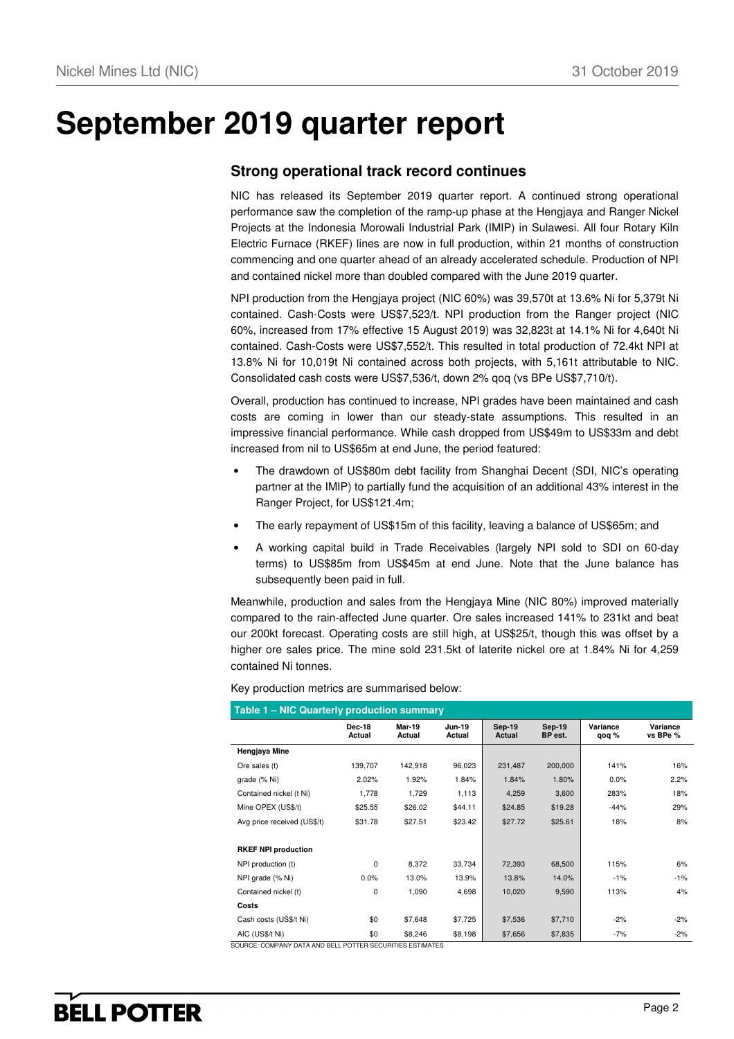# September 2019 quarter report

## Strong operational track record continues

NIC has released its September 2019 quarter report. A continued strong operational performance saw the completion of the ramp-up phase at the Hengjaya and Ranger Nickel Projects at the Indonesia Morowali Industrial Park (IMIP) in Sulawesi. All four Rotary Kiln Electric Furnace (RKEF) lines are now in full production, within 21 months of construction commencing and one quarter ahead of an already accelerated schedule. Production of NPI and contained nickel more than doubled compared with the June 2019 quarter.

NPI production from the Hengjaya project (NIC 60%) was 39,570t at 13.6% Ni for 5,379t Ni contained. Cash-Costs were US$7,523/t. NPI production from the Ranger project (NIC 60%, increased from 17% effective 15 August 2019) was 32,823t at 14.1% Ni for 4,640t Ni contained. Cash-Costs were US$7,552/t. This resulted in total production of 72.4kt NPI at 13.8% Ni for 10,019t Ni contained across both projects, with 5,161t attributable to NIC. Consolidated cash costs were US$7,536/t, down 2% qoq (vs BPe US$7,710/t).

Overall, production has continued to increase, NPI grades have been maintained and cash costs are coming in lower than our steady-state assumptions. This resulted in an impressive financial performance. While cash dropped from US$49m to US$33m and debt increased from nil to US$65m at end June, the period featured:

- The drawdown of US$80m debt facility from Shanghai Decent (SDI, NIC's operating partner at the IMIP) to partially fund the acquisition of an additional 43% interest in the Ranger Project, for US$121.4m;
- The early repayment of US$15m of this facility, leaving a balance of US$65m; and
- A working capital build in Trade Receivables (largely NPI sold to SDI on 60-day terms) to US$85m from US$45m at end June. Note that the June balance has subsequently been paid in full.

Meanwhile, production and sales from the Hengjaya Mine (NIC 80%) improved materially compared to the rain-affected June quarter. Ore sales increased 141% to 231kt and beat our 200kt forecast. Operating costs are still high, at US$25/t, though this was offset by a higher ore sales price. The mine sold 231.5kt of laterite nickel ore at 1.84% Ni for 4,259 contained Ni tonnes.

Key production metrics are summarised below:

**Table 1 – NIC Quarterly production summary**

| | Dec-18 Actual | Mar-19 Actual | Jun-19 Actual | Sep-19 Actual | Sep-19 BP est. | Variance qoq % | Variance vs BPe % |
|---|---|---|---|---|---|---|---|
| **Hengjaya Mine** | | | | | | | |
| Ore sales (t) | 139,707 | 142,918 | 96,023 | 231,487 | 200,000 | 141% | 16% |
| grade (% Ni) | 2.02% | 1.92% | 1.84% | 1.84% | 1.80% | 0.0% | 2.2% |
| Contained nickel (t Ni) | 1,778 | 1,729 | 1,113 | 4,259 | 3,600 | 283% | 18% |
| Mine OPEX (US$/t) | $25.55 | $26.02 | $44.11 | $24.85 | $19.28 | -44% | 29% |
| Avg price received (US$/t) | $31.78 | $27.51 | $23.42 | $27.72 | $25.61 | 18% | 8% |
| | | | | | | | |
| **RKEF NPI production** | | | | | | | |
| NPI production (t) | 0 | 8,372 | 33,734 | 72,393 | 68,500 | 115% | 6% |
| NPI grade (% Ni) | 0.0% | 13.0% | 13.9% | 13.8% | 14.0% | -1% | -1% |
| Contained nickel (t) | 0 | 1,090 | 4,698 | 10,020 | 9,590 | 113% | 4% |
| **Costs** | | | | | | | |
| Cash costs (US$/t Ni) | $0 | $7,648 | $7,725 | $7,536 | $7,710 | -2% | -2% |
| AIC (US$/t Ni) | $0 | $8,246 | $8,198 | $7,656 | $7,835 | -7% | -2% |

SOURCE: COMPANY DATA AND BELL POTTER SECURITIES ESTIMATES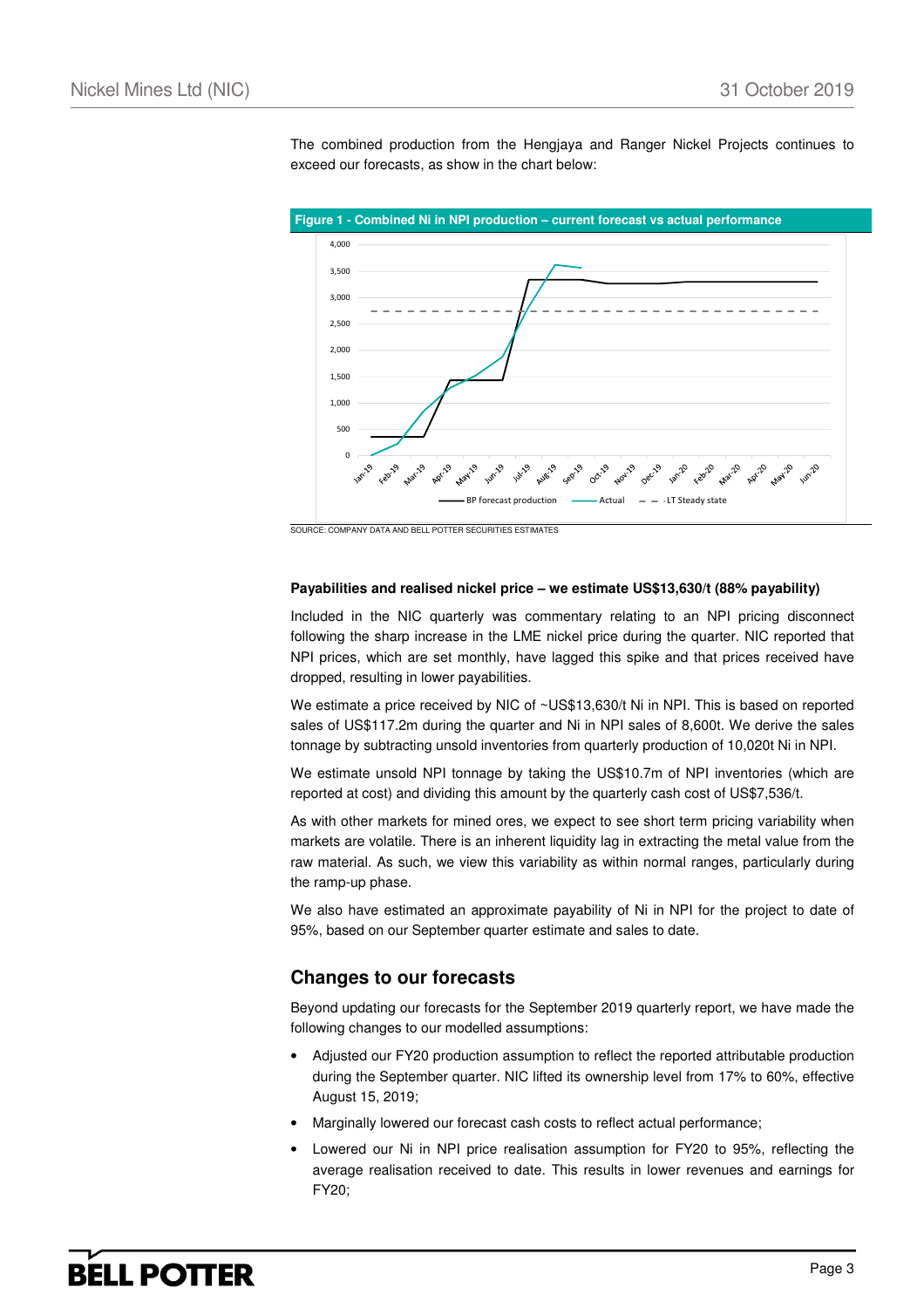The combined production from the Hengjaya and Ranger Nickel Projects continues to exceed our forecasts, as show in the chart below:

**Figure 1 - Combined Ni in NPI production – current forecast vs actual performance**

SOURCE: COMPANY DATA AND BELL POTTER SECURITIES ESTIMATES

**Payabilities and realised nickel price – we estimate US$13,630/t (88% payability)**

Included in the NIC quarterly was commentary relating to an NPI pricing disconnect following the sharp increase in the LME nickel price during the quarter. NIC reported that NPI prices, which are set monthly, have lagged this spike and that prices received have dropped, resulting in lower payabilities.

We estimate a price received by NIC of ~US$13,630/t Ni in NPI. This is based on reported sales of US$117.2m during the quarter and Ni in NPI sales of 8,600t. We derive the sales tonnage by subtracting unsold inventories from quarterly production of 10,020t Ni in NPI.

We estimate unsold NPI tonnage by taking the US$10.7m of NPI inventories (which are reported at cost) and dividing this amount by the quarterly cash cost of US$7,536/t.

As with other markets for mined ores, we expect to see short term pricing variability when markets are volatile. There is an inherent liquidity lag in extracting the metal value from the raw material. As such, we view this variability as within normal ranges, particularly during the ramp-up phase.

We also have estimated an approximate payability of Ni in NPI for the project to date of 95%, based on our September quarter estimate and sales to date.

## Changes to our forecasts

Beyond updating our forecasts for the September 2019 quarterly report, we have made the following changes to our modelled assumptions:

- Adjusted our FY20 production assumption to reflect the reported attributable production during the September quarter. NIC lifted its ownership level from 17% to 60%, effective August 15, 2019;
- Marginally lowered our forecast cash costs to reflect actual performance;
- Lowered our Ni in NPI price realisation assumption for FY20 to 95%, reflecting the average realisation received to date. This results in lower revenues and earnings for FY20;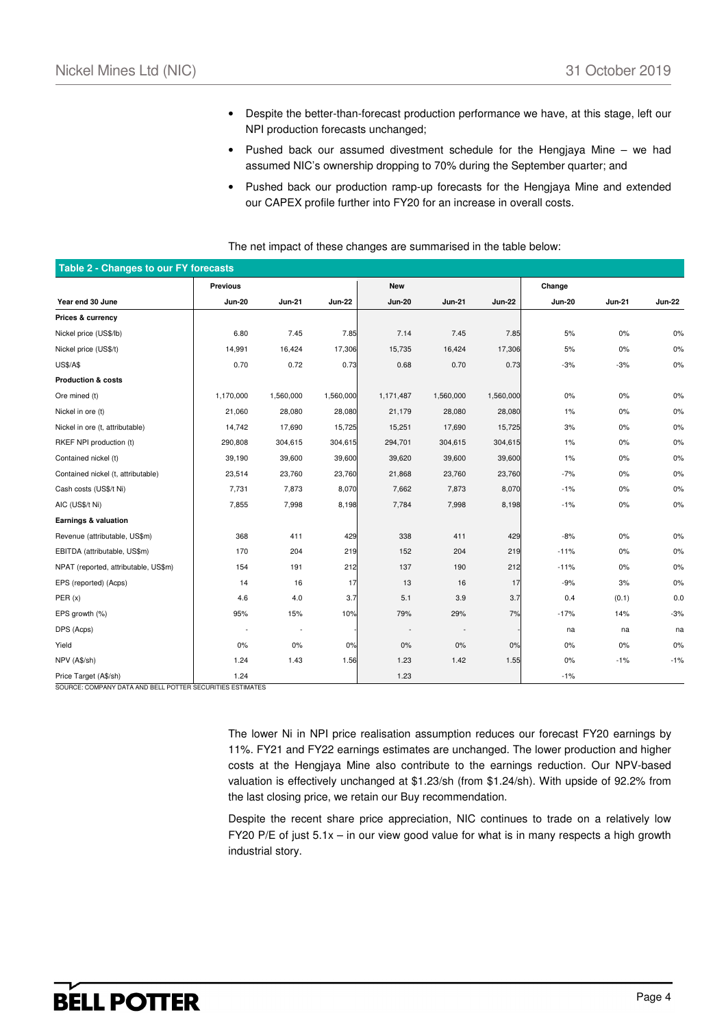- Despite the better-than-forecast production performance we have, at this stage, left our NPI production forecasts unchanged;
- Pushed back our assumed divestment schedule for the Hengjaya Mine – we had assumed NIC's ownership dropping to 70% during the September quarter; and
- Pushed back our production ramp-up forecasts for the Hengjaya Mine and extended our CAPEX profile further into FY20 for an increase in overall costs.

The net impact of these changes are summarised in the table below:

**Table 2 - Changes to our FY forecasts**

| | Previous | | | New | | | Change | | |
|---|---|---|---|---|---|---|---|---|---|
| **Year end 30 June** | **Jun-20** | **Jun-21** | **Jun-22** | **Jun-20** | **Jun-21** | **Jun-22** | **Jun-20** | **Jun-21** | **Jun-22** |
| **Prices & currency** | | | | | | | | | |
| Nickel price (US$/lb) | 6.80 | 7.45 | 7.85 | 7.14 | 7.45 | 7.85 | 5% | 0% | 0% |
| Nickel price (US$/t) | 14,991 | 16,424 | 17,306 | 15,735 | 16,424 | 17,306 | 5% | 0% | 0% |
| US$/A$ | 0.70 | 0.72 | 0.73 | 0.68 | 0.70 | 0.73 | -3% | -3% | 0% |
| **Production & costs** | | | | | | | | | |
| Ore mined (t) | 1,170,000 | 1,560,000 | 1,560,000 | 1,171,487 | 1,560,000 | 1,560,000 | 0% | 0% | 0% |
| Nickel in ore (t) | 21,060 | 28,080 | 28,080 | 21,179 | 28,080 | 28,080 | 1% | 0% | 0% |
| Nickel in ore (t, attributable) | 14,742 | 17,690 | 15,725 | 15,251 | 17,690 | 15,725 | 3% | 0% | 0% |
| RKEF NPI production (t) | 290,808 | 304,615 | 304,615 | 294,701 | 304,615 | 304,615 | 1% | 0% | 0% |
| Contained nickel (t) | 39,190 | 39,600 | 39,600 | 39,620 | 39,600 | 39,600 | 1% | 0% | 0% |
| Contained nickel (t, attributable) | 23,514 | 23,760 | 23,760 | 21,868 | 23,760 | 23,760 | -7% | 0% | 0% |
| Cash costs (US$/t Ni) | 7,731 | 7,873 | 8,070 | 7,662 | 7,873 | 8,070 | -1% | 0% | 0% |
| AIC (US$/t Ni) | 7,855 | 7,998 | 8,198 | 7,784 | 7,998 | 8,198 | -1% | 0% | 0% |
| **Earnings & valuation** | | | | | | | | | |
| Revenue (attributable, US$m) | 368 | 411 | 429 | 338 | 411 | 429 | -8% | 0% | 0% |
| EBITDA (attributable, US$m) | 170 | 204 | 219 | 152 | 204 | 219 | -11% | 0% | 0% |
| NPAT (reported, attributable, US$m) | 154 | 191 | 212 | 137 | 190 | 212 | -11% | 0% | 0% |
| EPS (reported) (Acps) | 14 | 16 | 17 | 13 | 16 | 17 | -9% | 3% | 0% |
| PER (x) | 4.6 | 4.0 | 3.7 | 5.1 | 3.9 | 3.7 | 0.4 | (0.1) | 0.0 |
| EPS growth (%) | 95% | 15% | 10% | 79% | 29% | 7% | -17% | 14% | -3% |
| DPS (Acps) | - | - | - | - | - | - | na | na | na |
| Yield | 0% | 0% | 0% | 0% | 0% | 0% | 0% | 0% | 0% |
| NPV (A$/sh) | 1.24 | 1.43 | 1.56 | 1.23 | 1.42 | 1.55 | 0% | -1% | -1% |
| Price Target (A$/sh) | 1.24 | | | 1.23 | | | -1% | | |

SOURCE: COMPANY DATA AND BELL POTTER SECURITIES ESTIMATES

The lower Ni in NPI price realisation assumption reduces our forecast FY20 earnings by 11%. FY21 and FY22 earnings estimates are unchanged. The lower production and higher costs at the Hengjaya Mine also contribute to the earnings reduction. Our NPV-based valuation is effectively unchanged at $1.23/sh (from $1.24/sh). With upside of 92.2% from the last closing price, we retain our Buy recommendation.

Despite the recent share price appreciation, NIC continues to trade on a relatively low FY20 P/E of just 5.1x – in our view good value for what is in many respects a high growth industrial story.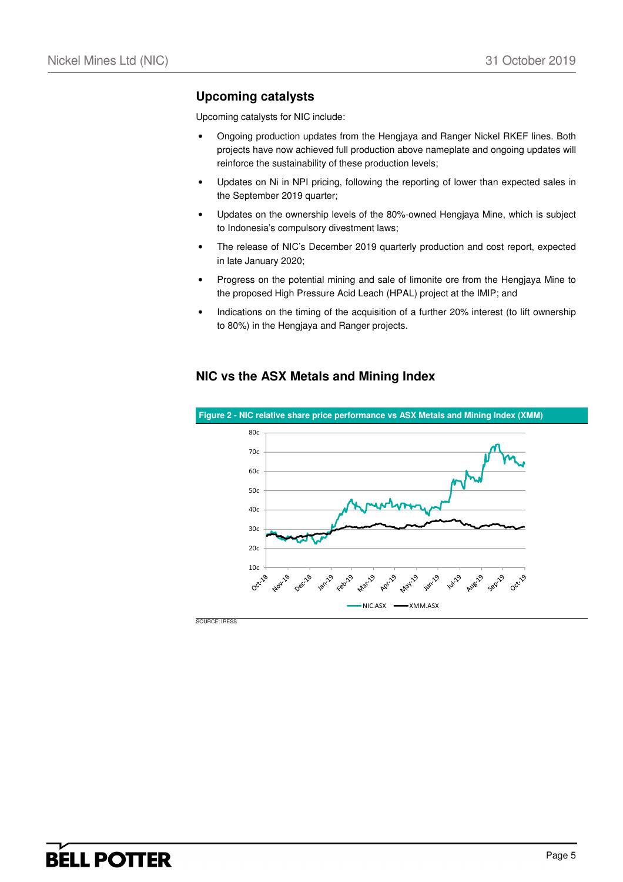## Upcoming catalysts

Upcoming catalysts for NIC include:

- Ongoing production updates from the Hengjaya and Ranger Nickel RKEF lines. Both projects have now achieved full production above nameplate and ongoing updates will reinforce the sustainability of these production levels;
- Updates on Ni in NPI pricing, following the reporting of lower than expected sales in the September 2019 quarter;
- Updates on the ownership levels of the 80%-owned Hengjaya Mine, which is subject to Indonesia's compulsory divestment laws;
- The release of NIC's December 2019 quarterly production and cost report, expected in late January 2020;
- Progress on the potential mining and sale of limonite ore from the Hengjaya Mine to the proposed High Pressure Acid Leach (HPAL) project at the IMIP; and
- Indications on the timing of the acquisition of a further 20% interest (to lift ownership to 80%) in the Hengjaya and Ranger projects.

## NIC vs the ASX Metals and Mining Index

**Figure 2 - NIC relative share price performance vs ASX Metals and Mining Index (XMM)**

SOURCE: IRESS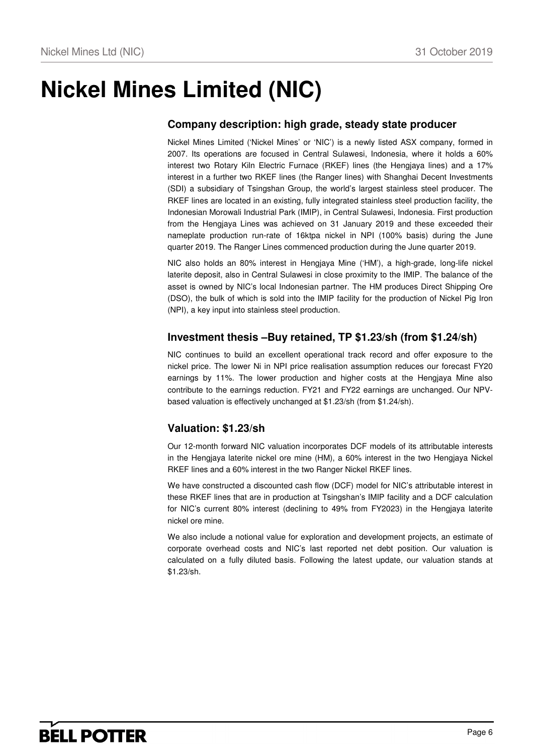# Nickel Mines Limited (NIC)

## Company description: high grade, steady state producer

Nickel Mines Limited ('Nickel Mines' or 'NIC') is a newly listed ASX company, formed in 2007. Its operations are focused in Central Sulawesi, Indonesia, where it holds a 60% interest two Rotary Kiln Electric Furnace (RKEF) lines (the Hengjaya lines) and a 17% interest in a further two RKEF lines (the Ranger lines) with Shanghai Decent Investments (SDI) a subsidiary of Tsingshan Group, the world's largest stainless steel producer. The RKEF lines are located in an existing, fully integrated stainless steel production facility, the Indonesian Morowali Industrial Park (IMIP), in Central Sulawesi, Indonesia. First production from the Hengjaya Lines was achieved on 31 January 2019 and these exceeded their nameplate production run-rate of 16ktpa nickel in NPI (100% basis) during the June quarter 2019. The Ranger Lines commenced production during the June quarter 2019.

NIC also holds an 80% interest in Hengjaya Mine ('HM'), a high-grade, long-life nickel laterite deposit, also in Central Sulawesi in close proximity to the IMIP. The balance of the asset is owned by NIC's local Indonesian partner. The HM produces Direct Shipping Ore (DSO), the bulk of which is sold into the IMIP facility for the production of Nickel Pig Iron (NPI), a key input into stainless steel production.

## Investment thesis –Buy retained, TP $1.23/sh (from $1.24/sh)

NIC continues to build an excellent operational track record and offer exposure to the nickel price. The lower Ni in NPI price realisation assumption reduces our forecast FY20 earnings by 11%. The lower production and higher costs at the Hengjaya Mine also contribute to the earnings reduction. FY21 and FY22 earnings are unchanged. Our NPV-based valuation is effectively unchanged at $1.23/sh (from $1.24/sh).

## Valuation: $1.23/sh

Our 12-month forward NIC valuation incorporates DCF models of its attributable interests in the Hengjaya laterite nickel ore mine (HM), a 60% interest in the two Hengjaya Nickel RKEF lines and a 60% interest in the two Ranger Nickel RKEF lines.

We have constructed a discounted cash flow (DCF) model for NIC's attributable interest in these RKEF lines that are in production at Tsingshan's IMIP facility and a DCF calculation for NIC's current 80% interest (declining to 49% from FY2023) in the Hengjaya laterite nickel ore mine.

We also include a notional value for exploration and development projects, an estimate of corporate overhead costs and NIC's last reported net debt position. Our valuation is calculated on a fully diluted basis. Following the latest update, our valuation stands at $1.23/sh.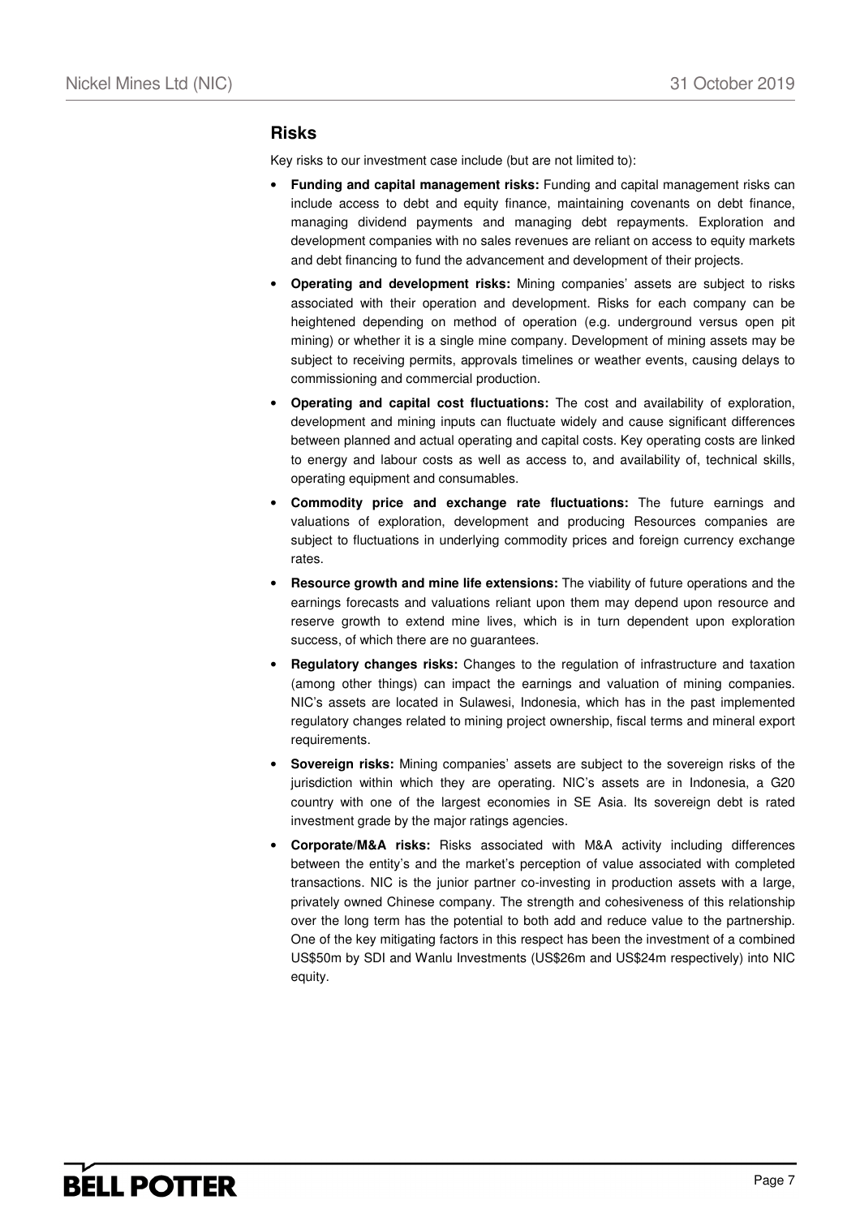## Risks

Key risks to our investment case include (but are not limited to):

- **Funding and capital management risks:** Funding and capital management risks can include access to debt and equity finance, maintaining covenants on debt finance, managing dividend payments and managing debt repayments. Exploration and development companies with no sales revenues are reliant on access to equity markets and debt financing to fund the advancement and development of their projects.
- **Operating and development risks:** Mining companies' assets are subject to risks associated with their operation and development. Risks for each company can be heightened depending on method of operation (e.g. underground versus open pit mining) or whether it is a single mine company. Development of mining assets may be subject to receiving permits, approvals timelines or weather events, causing delays to commissioning and commercial production.
- **Operating and capital cost fluctuations:** The cost and availability of exploration, development and mining inputs can fluctuate widely and cause significant differences between planned and actual operating and capital costs. Key operating costs are linked to energy and labour costs as well as access to, and availability of, technical skills, operating equipment and consumables.
- **Commodity price and exchange rate fluctuations:** The future earnings and valuations of exploration, development and producing Resources companies are subject to fluctuations in underlying commodity prices and foreign currency exchange rates.
- **Resource growth and mine life extensions:** The viability of future operations and the earnings forecasts and valuations reliant upon them may depend upon resource and reserve growth to extend mine lives, which is in turn dependent upon exploration success, of which there are no guarantees.
- **Regulatory changes risks:** Changes to the regulation of infrastructure and taxation (among other things) can impact the earnings and valuation of mining companies. NIC's assets are located in Sulawesi, Indonesia, which has in the past implemented regulatory changes related to mining project ownership, fiscal terms and mineral export requirements.
- **Sovereign risks:** Mining companies' assets are subject to the sovereign risks of the jurisdiction within which they are operating. NIC's assets are in Indonesia, a G20 country with one of the largest economies in SE Asia. Its sovereign debt is rated investment grade by the major ratings agencies.
- **Corporate/M&A risks:** Risks associated with M&A activity including differences between the entity's and the market's perception of value associated with completed transactions. NIC is the junior partner co-investing in production assets with a large, privately owned Chinese company. The strength and cohesiveness of this relationship over the long term has the potential to both add and reduce value to the partnership. One of the key mitigating factors in this respect has been the investment of a combined US$50m by SDI and Wanlu Investments (US$26m and US$24m respectively) into NIC equity.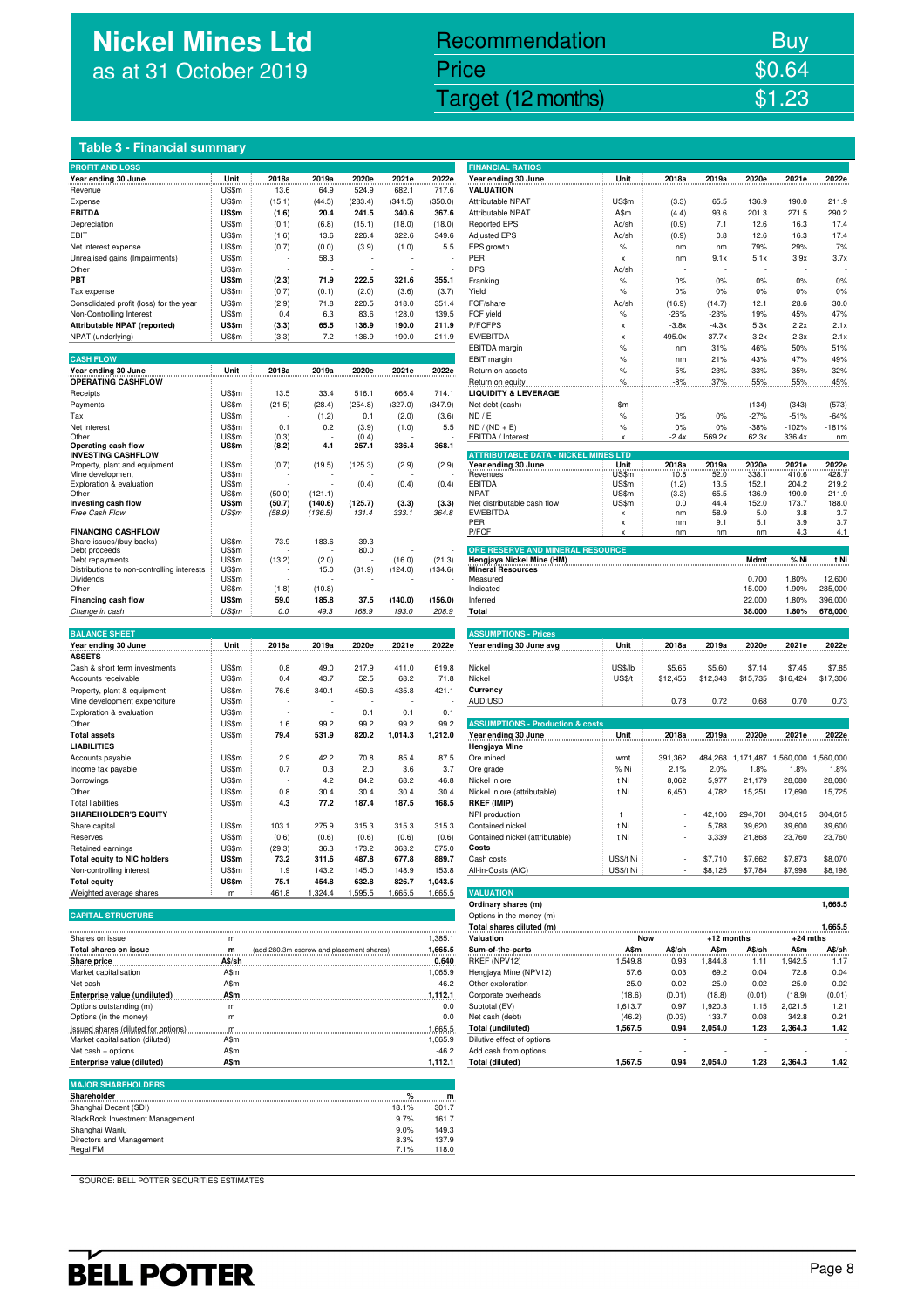# Nickel Mines Ltd
as at 31 October 2019

| Recommendation | Buy |
|---|---|
| Price | $0.64 |
| Target (12 months) | $1.23 |

## Table 3 - Financial summary

**PROFIT AND LOSS**

| Year ending 30 June | Unit | 2018a | 2019a | 2020e | 2021e | 2022e |
|---|---|---|---|---|---|---|
| Revenue | US$m | 13.6 | 64.9 | 524.9 | 682.1 | 717.6 |
| Expense | US$m | (15.1) | (44.5) | (283.4) | (341.5) | (350.0) |
| **EBITDA** | **US$m** | **(1.6)** | **20.4** | **241.5** | **340.6** | **367.6** |
| Depreciation | US$m | (0.1) | (6.8) | (15.1) | (18.0) | (18.0) |
| EBIT | US$m | (1.6) | 13.6 | 226.4 | 322.6 | 349.6 |
| Net interest expense | US$m | (0.7) | (0.0) | (3.9) | (1.0) | 5.5 |
| Unrealised gains (Impairments) | US$m | - | 58.3 | - | - | - |
| Other | US$m | - | - | - | - | - |
| **PBT** | **US$m** | **(2.3)** | **71.9** | **222.5** | **321.6** | **355.1** |
| Tax expense | US$m | (0.7) | (0.1) | (2.0) | (3.6) | (3.7) |
| Consolidated profit (loss) for the year | US$m | (2.9) | 71.8 | 220.5 | 318.0 | 351.4 |
| Non-Controlling Interest | US$m | 0.4 | 6.3 | 83.6 | 128.0 | 139.5 |
| **Attributable NPAT (reported)** | **US$m** | **(3.3)** | **65.5** | **136.9** | **190.0** | **211.9** |
| NPAT (underlying) | US$m | (3.3) | 7.2 | 136.9 | 190.0 | 211.9 |

**CASH FLOW**

| Year ending 30 June | Unit | 2018a | 2019a | 2020e | 2021e | 2022e |
|---|---|---|---|---|---|---|
| **OPERATING CASHFLOW** | | | | | | |
| Receipts | US$m | 13.5 | 33.4 | 516.1 | 666.4 | 714.1 |
| Payments | US$m | (21.5) | (28.4) | (254.8) | (327.0) | (347.9) |
| Tax | US$m | - | (1.2) | 0.1 | (2.0) | (3.6) |
| Net interest | US$m | 0.1 | 0.2 | (3.9) | (1.0) | 5.5 |
| Other | US$m | (0.3) | - | (0.4) | - | - |
| **Operating cash flow** | **US$m** | **(8.2)** | **4.1** | **257.1** | **336.4** | **368.1** |
| **INVESTING CASHFLOW** | | | | | | |
| Property, plant and equipment | US$m | (0.7) | (19.5) | (125.3) | (2.9) | (2.9) |
| Mine development | US$m | - | - | - | - | - |
| Exploration & evaluation | US$m | - | - | (0.4) | (0.4) | (0.4) |
| Other | US$m | (50.0) | (121.1) | - | - | - |
| **Investing cash flow** | **US$m** | **(50.7)** | **(140.6)** | **(125.7)** | **(3.3)** | **(3.3)** |
| *Free Cash Flow* | *US$m* | *(58.9)* | *(136.5)* | *131.4* | *333.1* | *364.8* |
| **FINANCING CASHFLOW** | | | | | | |
| Share issues/(buy-backs) | US$m | 73.9 | 183.6 | 39.3 | - | - |
| Debt proceeds | US$m | - | - | 80.0 | - | - |
| Debt repayments | US$m | (13.2) | (2.0) | - | (16.0) | (21.3) |
| Distributions to non-controlling interests | US$m | - | 15.0 | (81.9) | (124.0) | (134.6) |
| Dividends | US$m | - | - | - | - | - |
| Other | US$m | (1.8) | (10.8) | - | - | - |
| **Financing cash flow** | **US$m** | **59.0** | **185.8** | **37.5** | **(140.0)** | **(156.0)** |
| *Change in cash* | *US$m* | *0.0* | *49.3* | *168.9* | *193.0* | *208.9* |

**BALANCE SHEET**

| Year ending 30 June | Unit | 2018a | 2019a | 2020e | 2021e | 2022e |
|---|---|---|---|---|---|---|
| **ASSETS** | | | | | | |
| Cash & short term investments | US$m | 0.8 | 49.0 | 217.9 | 411.0 | 619.8 |
| Accounts receivable | US$m | 0.4 | 43.7 | 52.5 | 68.2 | 71.8 |
| Property, plant & equipment | US$m | 76.6 | 340.1 | 450.6 | 435.8 | 421.1 |
| Mine development expenditure | US$m | - | - | - | - | - |
| Exploration & evaluation | US$m | - | - | 0.1 | 0.1 | 0.1 |
| Other | US$m | 1.6 | 99.2 | 99.2 | 99.2 | 99.2 |
| **Total assets** | **US$m** | **79.4** | **531.9** | **820.2** | **1,014.3** | **1,212.0** |
| **LIABILITIES** | | | | | | |
| Accounts payable | US$m | 2.9 | 42.2 | 70.8 | 85.4 | 87.5 |
| Income tax payable | US$m | 0.7 | 0.3 | 2.0 | 3.6 | 3.7 |
| Borrowings | US$m | - | 4.2 | 84.2 | 68.2 | 46.8 |
| Other | US$m | 0.8 | 30.4 | 30.4 | 30.4 | 30.4 |
| Total liabilities | US$m | 4.3 | 77.2 | 187.4 | 187.5 | 168.5 |
| **SHAREHOLDER'S EQUITY** | | | | | | |
| Share capital | US$m | 103.1 | 275.9 | 315.3 | 315.3 | 315.3 |
| Reserves | US$m | (0.6) | (0.6) | (0.6) | (0.6) | (0.6) |
| Retained earnings | US$m | (29.3) | 36.3 | 173.2 | 363.2 | 575.0 |
| **Total equity to NIC holders** | **US$m** | **73.2** | **311.6** | **487.8** | **677.8** | **889.7** |
| Non-controlling interest | US$m | 1.9 | 143.2 | 145.0 | 148.9 | 153.8 |
| **Total equity** | **US$m** | **75.1** | **454.8** | **632.8** | **826.7** | **1,043.5** |
| Weighted average shares | m | 461.8 | 1,324.4 | 1,595.5 | 1,665.5 | 1,665.5 |

**CAPITAL STRUCTURE**

| | | | |
|---|---|---|---|
| Shares on issue | m | | 1,385.1 |
| **Total shares on issue** | **m** | (add 280.3m escrow and placement shares) | **1,665.5** |
| **Share price** | **A$/sh** | | **0.640** |
| Market capitalisation | A$m | | 1,065.9 |
| Net cash | A$m | | -46.2 |
| **Enterprise value (undiluted)** | **A$m** | | **1,112.1** |
| Options outstanding (m) | m | | 0.0 |
| Options (in the money) | m | | 0.0 |
| Issued shares (diluted for options) | m | | 1,665.5 |
| Market capitalisation (diluted) | A$m | | 1,065.9 |
| Net cash + options | A$m | | -46.2 |
| **Enterprise value (diluted)** | **A$m** | | **1,112.1** |

**MAJOR SHAREHOLDERS**

| Shareholder | % | m |
|---|---|---|
| Shanghai Decent (SDI) | 18.1% | 301.7 |
| BlackRock Investment Management | 9.7% | 161.7 |
| Shanghai Wanlu | 9.0% | 149.3 |
| Directors and Management | 8.3% | 137.9 |
| Regal FM | 7.1% | 118.0 |

**FINANCIAL RATIOS**

| Year ending 30 June | Unit | 2018a | 2019a | 2020e | 2021e | 2022e |
|---|---|---|---|---|---|---|
| **VALUATION** | | | | | | |
| Attributable NPAT | US$m | (3.3) | 65.5 | 136.9 | 190.0 | 211.9 |
| Attributable NPAT | A$m | (4.4) | 93.6 | 201.3 | 271.5 | 290.2 |
| Reported EPS | Ac/sh | (0.9) | 7.1 | 12.6 | 16.3 | 17.4 |
| Adjusted EPS | Ac/sh | (0.9) | 0.8 | 12.6 | 16.3 | 17.4 |
| EPS growth | % | nm | nm | 79% | 29% | 7% |
| PER | x | nm | 9.1x | 5.1x | 3.9x | 3.7x |
| DPS | Ac/sh | - | - | - | - | - |
| Franking | % | 0% | 0% | 0% | 0% | 0% |
| Yield | % | 0% | 0% | 0% | 0% | 0% |
| FCF/share | Ac/sh | (16.9) | (14.7) | 12.1 | 28.6 | 30.0 |
| FCF yield | % | -26% | -23% | 19% | 45% | 47% |
| P/FCFPS | x | -3.8x | -4.3x | 5.3x | 2.2x | 2.1x |
| EV/EBITDA | x | -495.0x | 37.7x | 3.2x | 2.3x | 2.1x |
| EBITDA margin | % | nm | 31% | 46% | 50% | 51% |
| EBIT margin | % | nm | 21% | 43% | 47% | 49% |
| Return on assets | % | -5% | 23% | 33% | 35% | 32% |
| Return on equity | % | -8% | 37% | 55% | 55% | 45% |
| **LIQUIDITY & LEVERAGE** | | | | | | |
| Net debt (cash) | $m | - | - | (134) | (343) | (573) |
| ND / E | % | 0% | 0% | -27% | -51% | -64% |
| ND / (ND + E) | % | 0% | 0% | -38% | -102% | -181% |
| EBITDA / Interest | x | -2.4x | 569.2x | 62.3x | 336.4x | nm |

**ATTRIBUTABLE DATA - NICKEL MINES LTD**

| Year ending 30 June | Unit | 2018a | 2019a | 2020e | 2021e | 2022e |
|---|---|---|---|---|---|---|
| Revenues | US$m | 10.8 | 52.0 | 338.1 | 410.6 | 428.7 |
| EBITDA | US$m | (1.2) | 13.5 | 152.1 | 204.2 | 219.2 |
| NPAT | US$m | (3.3) | 65.5 | 136.9 | 190.0 | 211.9 |
| Net distributable cash flow | US$m | 0.0 | 44.4 | 152.0 | 173.7 | 188.0 |
| EV/EBITDA | x | nm | 58.9 | 5.0 | 3.8 | 3.7 |
| PER | x | nm | 9.1 | 5.1 | 3.9 | 3.7 |
| P/FCF | x | nm | nm | nm | 4.3 | 4.1 |

**ORE RESERVE AND MINERAL RESOURCE**

| Hengjaya Nickel Mine (HM) | Mdmt | % Ni | t Ni |
|---|---|---|---|
| **Mineral Resources** | | | |
| Measured | 0.700 | 1.80% | 12,600 |
| Indicated | 15.000 | 1.90% | 285,000 |
| Inferred | 22.000 | 1.80% | 396,000 |
| **Total** | **38.000** | **1.80%** | **678,000** |

**ASSUMPTIONS - Prices**

| Year ending 30 June avg | Unit | 2018a | 2019a | 2020e | 2021e | 2022e |
|---|---|---|---|---|---|---|
| Nickel | US$/lb | $5.65 | $5.60 | $7.14 | $7.45 | $7.85 |
| Nickel | US$/t | $12,456 | $12,343 | $15,735 | $16,424 | $17,306 |
| **Currency** | | | | | | |
| AUD:USD | | 0.78 | 0.72 | 0.68 | 0.70 | 0.73 |

**ASSUMPTIONS - Production & costs**

| Year ending 30 June | Unit | 2018a | 2019a | 2020e | 2021e | 2022e |
|---|---|---|---|---|---|---|
| **Hengjaya Mine** | | | | | | |
| Ore mined | wmt | 391,362 | 484,268 | 1,171,487 | 1,560,000 | 1,560,000 |
| Ore grade | % Ni | 2.1% | 2.0% | 1.8% | 1.8% | 1.8% |
| Nickel in ore | t Ni | 8,062 | 5,977 | 21,179 | 28,080 | 28,080 |
| Nickel in ore (attributable) | t Ni | 6,450 | 4,782 | 15,251 | 17,690 | 15,725 |
| **RKEF (IMIP)** | | | | | | |
| NPI production | t | - | 42,106 | 294,701 | 304,615 | 304,615 |
| Contained nickel | t Ni | - | 5,788 | 39,620 | 39,600 | 39,600 |
| Contained nickel (attributable) | t Ni | - | 3,339 | 21,868 | 23,760 | 23,760 |
| **Costs** | | | | | | |
| Cash costs | US$/t Ni | - | $7,710 | $7,662 | $7,873 | $8,070 |
| All-in-Costs (AIC) | US$/t Ni | - | $8,125 | $7,784 | $7,998 | $8,198 |

**VALUATION**

| | | | | | | |
|---|---|---|---|---|---|---|
| Ordinary shares (m) | | | | | | 1,665.5 |
| Options in the money (m) | | | | | | - |
| **Total shares diluted (m)** | | | | | | **1,665.5** |

| Valuation | Now | | +12 months | | +24 mths | |
|---|---|---|---|---|---|---|
| **Sum-of-the-parts** | **A$m** | **A$/sh** | **A$m** | **A$/sh** | **A$m** | **A$/sh** |
| RKEF (NPV12) | 1,549.8 | 0.93 | 1,844.8 | 1.11 | 1,942.5 | 1.17 |
| Hengjaya Mine (NPV12) | 57.6 | 0.03 | 69.2 | 0.04 | 72.8 | 0.04 |
| Other exploration | 25.0 | 0.02 | 25.0 | 0.02 | 25.0 | 0.02 |
| Corporate overheads | (18.6) | (0.01) | (18.8) | (0.01) | (18.9) | (0.01) |
| Subtotal (EV) | 1,613.7 | 0.97 | 1,920.3 | 1.15 | 2,021.5 | 1.21 |
| Net cash (debt) | (46.2) | (0.03) | 133.7 | 0.08 | 342.8 | 0.21 |
| **Total (undiluted)** | **1,567.5** | **0.94** | **2,054.0** | **1.23** | **2,364.3** | **1.42** |
| Dilutive effect of options | | - | | - | | - |
| Add cash from options | - | - | - | - | - | - |
| **Total (diluted)** | **1,567.5** | **0.94** | **2,054.0** | **1.23** | **2,364.3** | **1.42** |

SOURCE: BELL POTTER SECURITIES ESTIMATES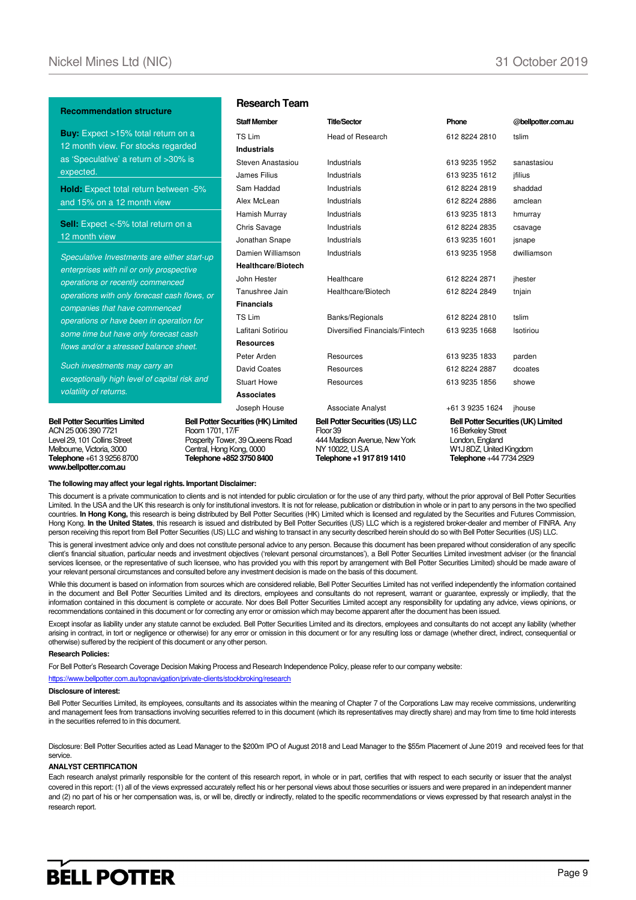**Recommendation structure**

**Buy:** Expect >15% total return on a 12 month view. For stocks regarded as 'Speculative' a return of >30% is expected.

**Hold:** Expect total return between -5% and 15% on a 12 month view

**Sell:** Expect <-5% total return on a 12 month view

*Speculative Investments are either start-up enterprises with nil or only prospective operations or recently commenced operations with only forecast cash flows, or companies that have commenced operations or have been in operation for some time but have only forecast cash flows and/or a stressed balance sheet.*

*Such investments may carry an exceptionally high level of capital risk and volatility of returns.*

## Research Team

| Staff Member | Title/Sector | Phone | @bellpotter.com.au |
|---|---|---|---|
| TS Lim | Head of Research | 612 8224 2810 | tslim |
| **Industrials** | | | |
| Steven Anastasiou | Industrials | 613 9235 1952 | sanastasiou |
| James Filius | Industrials | 613 9235 1612 | jfilius |
| Sam Haddad | Industrials | 612 8224 2819 | shaddad |
| Alex McLean | Industrials | 612 8224 2886 | amclean |
| Hamish Murray | Industrials | 613 9235 1813 | hmurray |
| Chris Savage | Industrials | 612 8224 2835 | csavage |
| Jonathan Snape | Industrials | 613 9235 1601 | jsnape |
| Damien Williamson | Industrials | 613 9235 1958 | dwilliamson |
| **Healthcare/Biotech** | | | |
| John Hester | Healthcare | 612 8224 2871 | jhester |
| Tanushree Jain | Healthcare/Biotech | 612 8224 2849 | tnjain |
| **Financials** | | | |
| TS Lim | Banks/Regionals | 612 8224 2810 | tslim |
| Lafitani Sotiriou | Diversified Financials/Fintech | 613 9235 1668 | lsotiriou |
| **Resources** | | | |
| Peter Arden | Resources | 613 9235 1833 | parden |
| David Coates | Resources | 612 8224 2887 | dcoates |
| Stuart Howe | Resources | 613 9235 1856 | showe |
| **Associates** | | | |
| Joseph House | Associate Analyst | +61 3 9235 1624 | jhouse |

**Bell Potter Securities Limited**
ACN 25 006 390 7721
Level 29, 101 Collins Street
Melbourne, Victoria, 3000
**Telephone** +61 3 9256 8700
**www.bellpotter.com.au**

**Bell Potter Securities (HK) Limited**
Room 1701, 17/F
Posperity Tower, 39 Queens Road
Central, Hong Kong, 0000
**Telephone +852 3750 8400**

**Bell Potter Securities (US) LLC**
Floor 39
444 Madison Avenue, New York
NY 10022, U.S.A
**Telephone +1 917 819 1410**

**Bell Potter Securities (UK) Limited**
16 Berkeley Street
London, England
W1J 8DZ, United Kingdom
**Telephone** +44 7734 2929

**The following may affect your legal rights. Important Disclaimer:**

This document is a private communication to clients and is not intended for public circulation or for the use of any third party, without the prior approval of Bell Potter Securities Limited. In the USA and the UK this research is only for institutional investors. It is not for release, publication or distribution in whole or in part to any persons in the two specified countries. **In Hong Kong,** this research is being distributed by Bell Potter Securities (HK) Limited which is licensed and regulated by the Securities and Futures Commission, Hong Kong. **In the United States**, this research is issued and distributed by Bell Potter Securities (US) LLC which is a registered broker-dealer and member of FINRA. Any person receiving this report from Bell Potter Securities (US) LLC and wishing to transact in any security described herein should do so with Bell Potter Securities (US) LLC.

This is general investment advice only and does not constitute personal advice to any person. Because this document has been prepared without consideration of any specific client's financial situation, particular needs and investment objectives ('relevant personal circumstances'), a Bell Potter Securities Limited investment adviser (or the financial services licensee, or the representative of such licensee, who has provided you with this report by arrangement with Bell Potter Securities Limited) should be made aware of your relevant personal circumstances and consulted before any investment decision is made on the basis of this document.

While this document is based on information from sources which are considered reliable, Bell Potter Securities Limited has not verified independently the information contained in the document and Bell Potter Securities Limited and its directors, employees and consultants do not represent, warrant or guarantee, expressly or impliedly, that the information contained in this document is complete or accurate. Nor does Bell Potter Securities Limited accept any responsibility for updating any advice, views opinions, or recommendations contained in this document or for correcting any error or omission which may become apparent after the document has been issued.

Except insofar as liability under any statute cannot be excluded. Bell Potter Securities Limited and its directors, employees and consultants do not accept any liability (whether arising in contract, in tort or negligence or otherwise) for any error or omission in this document or for any resulting loss or damage (whether direct, indirect, consequential or otherwise) suffered by the recipient of this document or any other person.

**Research Policies:**

For Bell Potter's Research Coverage Decision Making Process and Research Independence Policy, please refer to our company website:

https://www.bellpotter.com.au/topnavigation/private-clients/stockbroking/research

**Disclosure of interest:**

Bell Potter Securities Limited, its employees, consultants and its associates within the meaning of Chapter 7 of the Corporations Law may receive commissions, underwriting and management fees from transactions involving securities referred to in this document (which its representatives may directly share) and may from time to time hold interests in the securities referred to in this document.

Disclosure: Bell Potter Securities acted as Lead Manager to the $200m IPO of August 2018 and Lead Manager to the $55m Placement of June 2019 and received fees for that service.

**ANALYST CERTIFICATION**

Each research analyst primarily responsible for the content of this research report, in whole or in part, certifies that with respect to each security or issuer that the analyst covered in this report: (1) all of the views expressed accurately reflect his or her personal views about those securities or issuers and were prepared in an independent manner and (2) no part of his or her compensation was, is, or will be, directly or indirectly, related to the specific recommendations or views expressed by that research analyst in the research report.